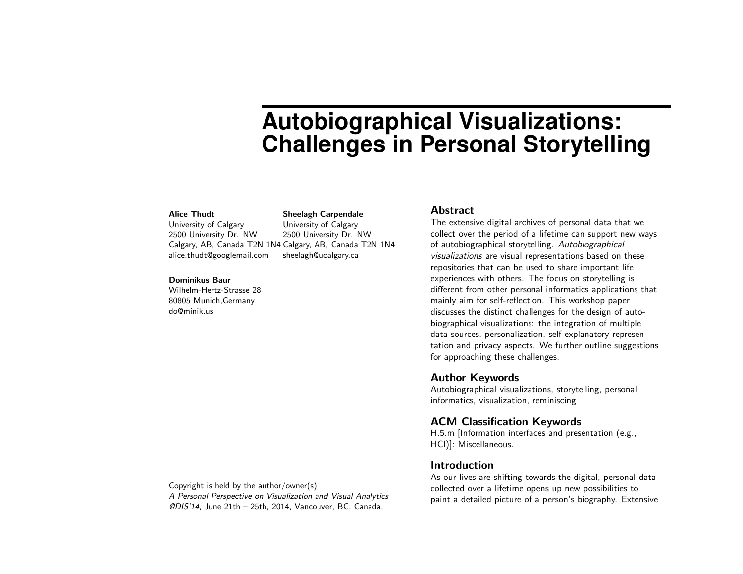# Autobiographical Visualizations: Challenges in Personal Storytelling

**Alice Thudt**
University of Calgary
2500 University Dr. NW
Calgary, AB, Canada T2N 1N4
alice.thudt@googlemail.com

**Sheelagh Carpendale**
University of Calgary
2500 University Dr. NW
Calgary, AB, Canada T2N 1N4
sheelagh@ucalgary.ca

**Dominikus Baur**
Wilhelm-Hertz-Strasse 28
80805 Munich,Germany
do@minik.us

Copyright is held by the author/owner(s).
*A Personal Perspective on Visualization and Visual Analytics @DIS'14*, June 21th – 25th, 2014, Vancouver, BC, Canada.

## Abstract

The extensive digital archives of personal data that we collect over the period of a lifetime can support new ways of autobiographical storytelling. *Autobiographical visualizations* are visual representations based on these repositories that can be used to share important life experiences with others. The focus on storytelling is different from other personal informatics applications that mainly aim for self-reflection. This workshop paper discusses the distinct challenges for the design of autobiographical visualizations: the integration of multiple data sources, personalization, self-explanatory representation and privacy aspects. We further outline suggestions for approaching these challenges.

## Author Keywords

Autobiographical visualizations, storytelling, personal informatics, visualization, reminiscing

## ACM Classification Keywords

H.5.m [Information interfaces and presentation (e.g., HCI)]: Miscellaneous.

## Introduction

As our lives are shifting towards the digital, personal data collected over a lifetime opens up new possibilities to paint a detailed picture of a person's biography. Extensive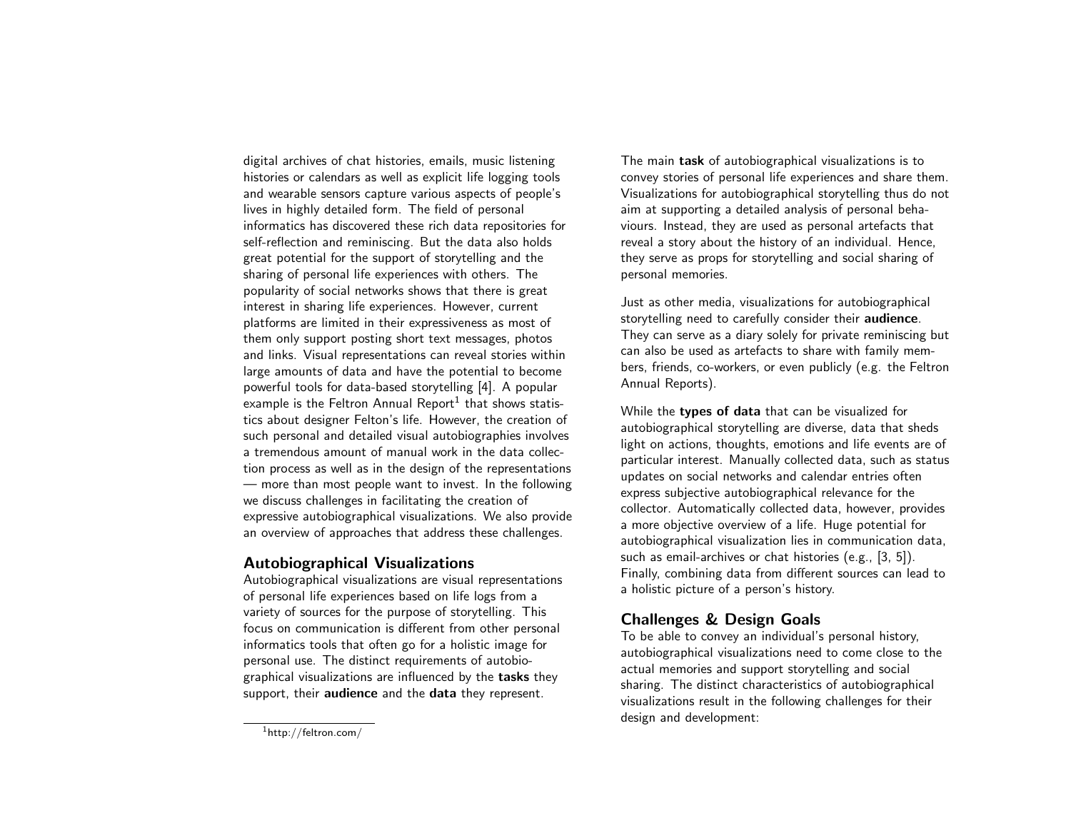digital archives of chat histories, emails, music listening histories or calendars as well as explicit life logging tools and wearable sensors capture various aspects of people's lives in highly detailed form. The field of personal informatics has discovered these rich data repositories for self-reflection and reminiscing. But the data also holds great potential for the support of storytelling and the sharing of personal life experiences with others. The popularity of social networks shows that there is great interest in sharing life experiences. However, current platforms are limited in their expressiveness as most of them only support posting short text messages, photos and links. Visual representations can reveal stories within large amounts of data and have the potential to become powerful tools for data-based storytelling [4]. A popular example is the Feltron Annual Report[1] that shows statistics about designer Felton's life. However, the creation of such personal and detailed visual autobiographies involves a tremendous amount of manual work in the data collection process as well as in the design of the representations — more than most people want to invest. In the following we discuss challenges in facilitating the creation of expressive autobiographical visualizations. We also provide an overview of approaches that address these challenges.

## Autobiographical Visualizations

Autobiographical visualizations are visual representations of personal life experiences based on life logs from a variety of sources for the purpose of storytelling. This focus on communication is different from other personal informatics tools that often go for a holistic image for personal use. The distinct requirements of autobiographical visualizations are influenced by the **tasks** they support, their **audience** and the **data** they represent.

[1] http://feltron.com/

The main **task** of autobiographical visualizations is to convey stories of personal life experiences and share them. Visualizations for autobiographical storytelling thus do not aim at supporting a detailed analysis of personal behaviours. Instead, they are used as personal artefacts that reveal a story about the history of an individual. Hence, they serve as props for storytelling and social sharing of personal memories.

Just as other media, visualizations for autobiographical storytelling need to carefully consider their **audience**. They can serve as a diary solely for private reminiscing but can also be used as artefacts to share with family members, friends, co-workers, or even publicly (e.g. the Feltron Annual Reports).

While the **types of data** that can be visualized for autobiographical storytelling are diverse, data that sheds light on actions, thoughts, emotions and life events are of particular interest. Manually collected data, such as status updates on social networks and calendar entries often express subjective autobiographical relevance for the collector. Automatically collected data, however, provides a more objective overview of a life. Huge potential for autobiographical visualization lies in communication data, such as email-archives or chat histories (e.g., [3, 5]). Finally, combining data from different sources can lead to a holistic picture of a person's history.

## Challenges & Design Goals

To be able to convey an individual's personal history, autobiographical visualizations need to come close to the actual memories and support storytelling and social sharing. The distinct characteristics of autobiographical visualizations result in the following challenges for their design and development: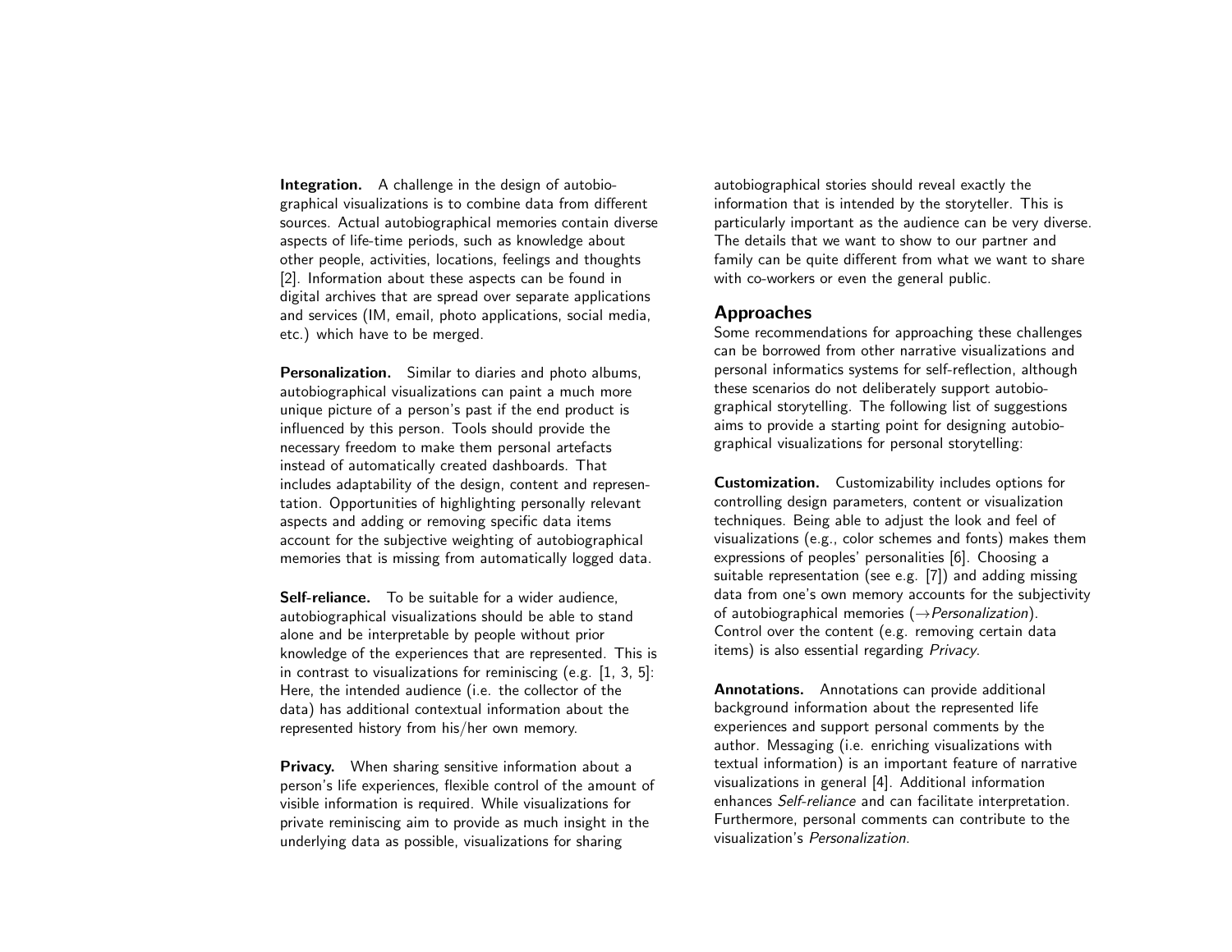**Integration.** A challenge in the design of autobiographical visualizations is to combine data from different sources. Actual autobiographical memories contain diverse aspects of life-time periods, such as knowledge about other people, activities, locations, feelings and thoughts [2]. Information about these aspects can be found in digital archives that are spread over separate applications and services (IM, email, photo applications, social media, etc.) which have to be merged.

**Personalization.** Similar to diaries and photo albums, autobiographical visualizations can paint a much more unique picture of a person's past if the end product is influenced by this person. Tools should provide the necessary freedom to make them personal artefacts instead of automatically created dashboards. That includes adaptability of the design, content and representation. Opportunities of highlighting personally relevant aspects and adding or removing specific data items account for the subjective weighting of autobiographical memories that is missing from automatically logged data.

**Self-reliance.** To be suitable for a wider audience, autobiographical visualizations should be able to stand alone and be interpretable by people without prior knowledge of the experiences that are represented. This is in contrast to visualizations for reminiscing (e.g. [1, 3, 5]: Here, the intended audience (i.e. the collector of the data) has additional contextual information about the represented history from his/her own memory.

**Privacy.** When sharing sensitive information about a person's life experiences, flexible control of the amount of visible information is required. While visualizations for private reminiscing aim to provide as much insight in the underlying data as possible, visualizations for sharing autobiographical stories should reveal exactly the information that is intended by the storyteller. This is particularly important as the audience can be very diverse. The details that we want to show to our partner and family can be quite different from what we want to share with co-workers or even the general public.

## Approaches

Some recommendations for approaching these challenges can be borrowed from other narrative visualizations and personal informatics systems for self-reflection, although these scenarios do not deliberately support autobiographical storytelling. The following list of suggestions aims to provide a starting point for designing autobiographical visualizations for personal storytelling:

**Customization.** Customizability includes options for controlling design parameters, content or visualization techniques. Being able to adjust the look and feel of visualizations (e.g., color schemes and fonts) makes them expressions of peoples' personalities [6]. Choosing a suitable representation (see e.g. [7]) and adding missing data from one's own memory accounts for the subjectivity of autobiographical memories (→*Personalization*). Control over the content (e.g. removing certain data items) is also essential regarding *Privacy*.

**Annotations.** Annotations can provide additional background information about the represented life experiences and support personal comments by the author. Messaging (i.e. enriching visualizations with textual information) is an important feature of narrative visualizations in general [4]. Additional information enhances *Self-reliance* and can facilitate interpretation. Furthermore, personal comments can contribute to the visualization's *Personalization*.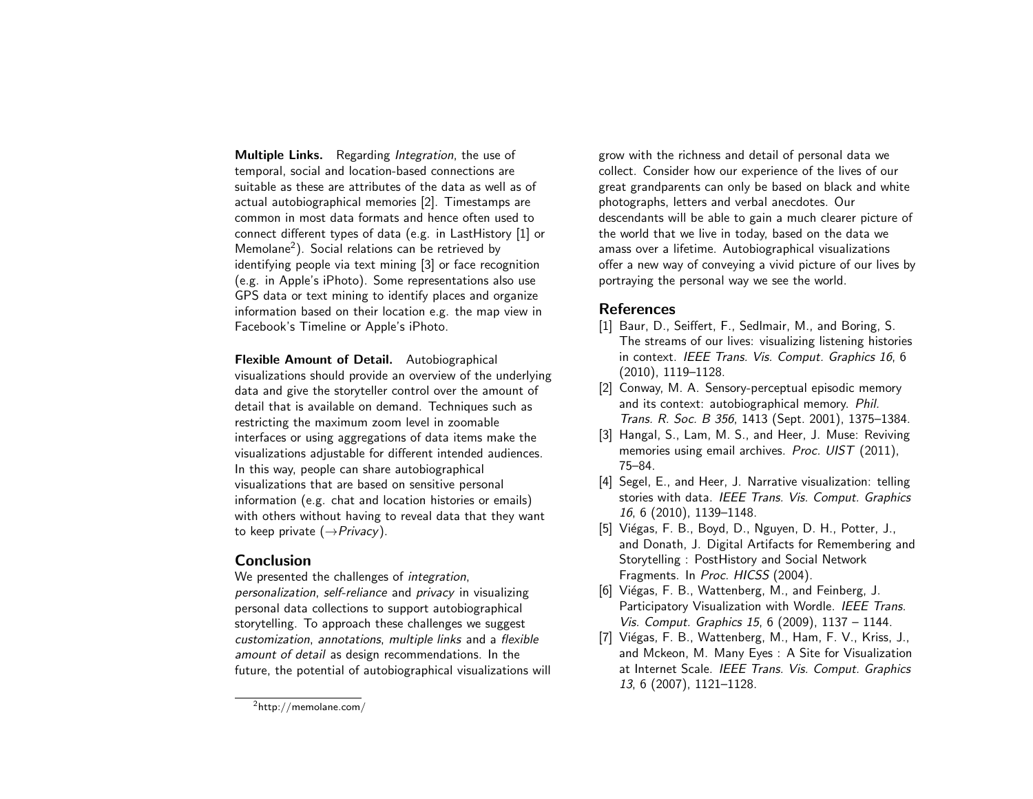**Multiple Links.** Regarding *Integration*, the use of temporal, social and location-based connections are suitable as these are attributes of the data as well as of actual autobiographical memories [2]. Timestamps are common in most data formats and hence often used to connect different types of data (e.g. in LastHistory [1] or Memolane[2]). Social relations can be retrieved by identifying people via text mining [3] or face recognition (e.g. in Apple's iPhoto). Some representations also use GPS data or text mining to identify places and organize information based on their location e.g. the map view in Facebook's Timeline or Apple's iPhoto.

**Flexible Amount of Detail.** Autobiographical visualizations should provide an overview of the underlying data and give the storyteller control over the amount of detail that is available on demand. Techniques such as restricting the maximum zoom level in zoomable interfaces or using aggregations of data items make the visualizations adjustable for different intended audiences. In this way, people can share autobiographical visualizations that are based on sensitive personal information (e.g. chat and location histories or emails) with others without having to reveal data that they want to keep private (→*Privacy*).

## Conclusion

We presented the challenges of *integration*, *personalization*, *self-reliance* and *privacy* in visualizing personal data collections to support autobiographical storytelling. To approach these challenges we suggest *customization*, *annotations*, *multiple links* and a *flexible amount of detail* as design recommendations. In the future, the potential of autobiographical visualizations will grow with the richness and detail of personal data we collect. Consider how our experience of the lives of our great grandparents can only be based on black and white photographs, letters and verbal anecdotes. Our descendants will be able to gain a much clearer picture of the world that we live in today, based on the data we amass over a lifetime. Autobiographical visualizations offer a new way of conveying a vivid picture of our lives by portraying the personal way we see the world.

[2] http://memolane.com/

## References

[1] Baur, D., Seiffert, F., Sedlmair, M., and Boring, S. The streams of our lives: visualizing listening histories in context. *IEEE Trans. Vis. Comput. Graphics 16*, 6 (2010), 1119–1128.

[2] Conway, M. A. Sensory-perceptual episodic memory and its context: autobiographical memory. *Phil. Trans. R. Soc. B 356*, 1413 (Sept. 2001), 1375–1384.

[3] Hangal, S., Lam, M. S., and Heer, J. Muse: Reviving memories using email archives. *Proc. UIST* (2011), 75–84.

[4] Segel, E., and Heer, J. Narrative visualization: telling stories with data. *IEEE Trans. Vis. Comput. Graphics 16*, 6 (2010), 1139–1148.

[5] Viégas, F. B., Boyd, D., Nguyen, D. H., Potter, J., and Donath, J. Digital Artifacts for Remembering and Storytelling : PostHistory and Social Network Fragments. In *Proc. HICSS* (2004).

[6] Viégas, F. B., Wattenberg, M., and Feinberg, J. Participatory Visualization with Wordle. *IEEE Trans. Vis. Comput. Graphics 15*, 6 (2009), 1137 – 1144.

[7] Viégas, F. B., Wattenberg, M., Ham, F. V., Kriss, J., and Mckeon, M. Many Eyes : A Site for Visualization at Internet Scale. *IEEE Trans. Vis. Comput. Graphics 13*, 6 (2007), 1121–1128.